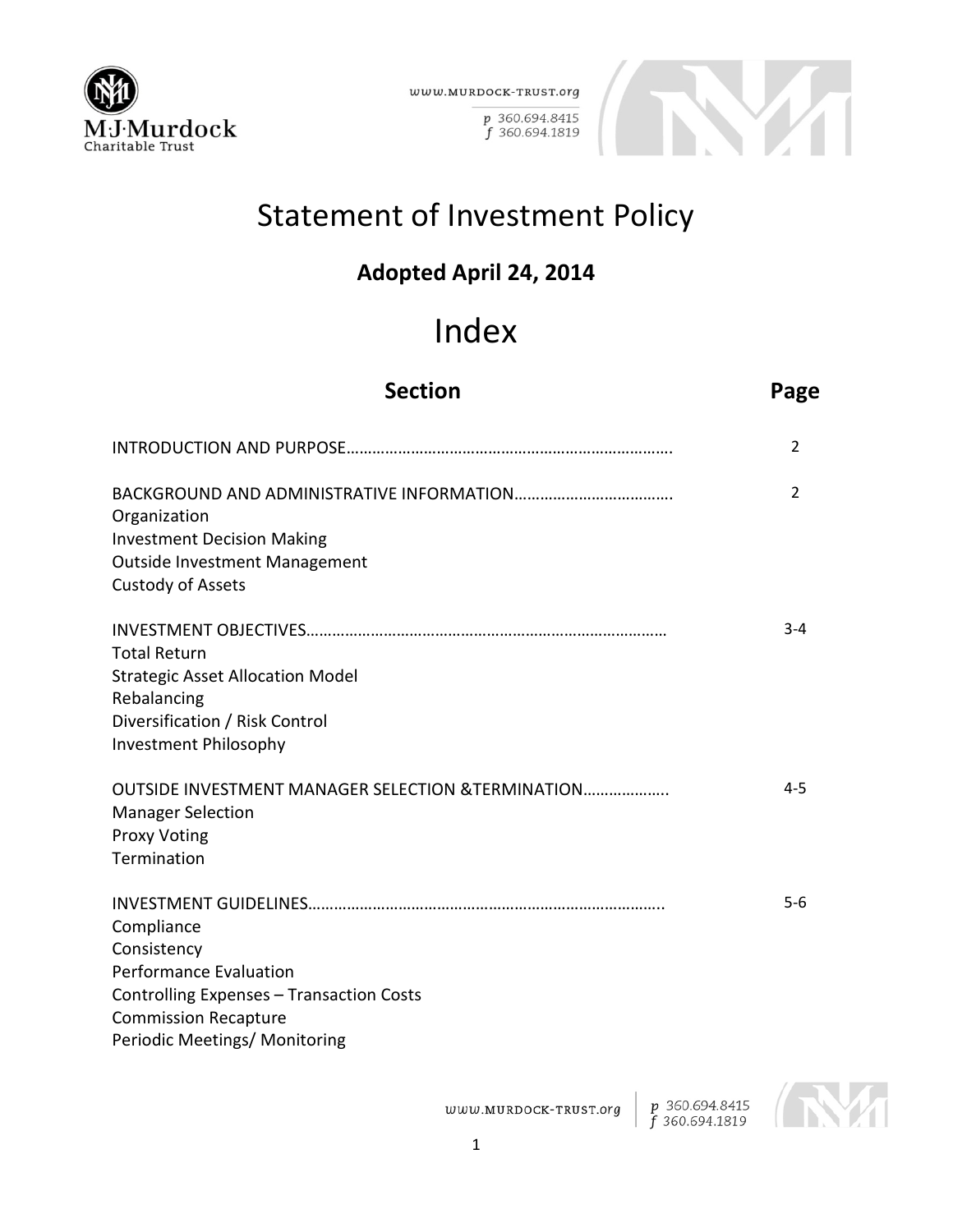# Statement of Investment Policy

**Adopted April 24, 2014**

# Index

| Section | Page |
|---|---|
| INTRODUCTION AND PURPOSE………………………………………………………………… | 2 |
| BACKGROUND AND ADMINISTRATIVE INFORMATION……………………………… | 2 |
| Organization | |
| Investment Decision Making | |
| Outside Investment Management | |
| Custody of Assets | |
| INVESTMENT OBJECTIVES………………………………………………………………………… | 3-4 |
| Total Return | |
| Strategic Asset Allocation Model | |
| Rebalancing | |
| Diversification / Risk Control | |
| Investment Philosophy | |
| OUTSIDE INVESTMENT MANAGER SELECTION &TERMINATION……………….. | 4-5 |
| Manager Selection | |
| Proxy Voting | |
| Termination | |
| INVESTMENT GUIDELINES……………………………………………………………………….. | 5-6 |
| Compliance | |
| Consistency | |
| Performance Evaluation | |
| Controlling Expenses – Transaction Costs | |
| Commission Recapture | |
| Periodic Meetings/ Monitoring | |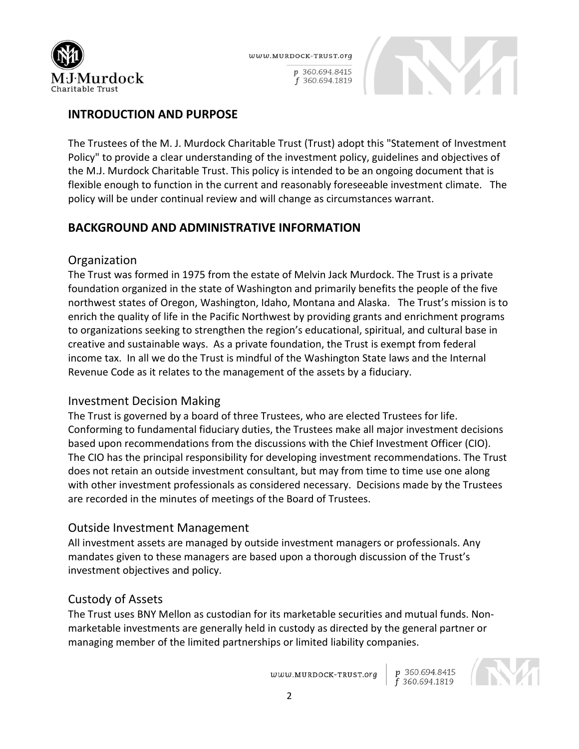## INTRODUCTION AND PURPOSE

The Trustees of the M. J. Murdock Charitable Trust (Trust) adopt this "Statement of Investment Policy" to provide a clear understanding of the investment policy, guidelines and objectives of the M.J. Murdock Charitable Trust. This policy is intended to be an ongoing document that is flexible enough to function in the current and reasonably foreseeable investment climate. The policy will be under continual review and will change as circumstances warrant.

## BACKGROUND AND ADMINISTRATIVE INFORMATION

### Organization

The Trust was formed in 1975 from the estate of Melvin Jack Murdock. The Trust is a private foundation organized in the state of Washington and primarily benefits the people of the five northwest states of Oregon, Washington, Idaho, Montana and Alaska. The Trust's mission is to enrich the quality of life in the Pacific Northwest by providing grants and enrichment programs to organizations seeking to strengthen the region's educational, spiritual, and cultural base in creative and sustainable ways. As a private foundation, the Trust is exempt from federal income tax. In all we do the Trust is mindful of the Washington State laws and the Internal Revenue Code as it relates to the management of the assets by a fiduciary.

### Investment Decision Making

The Trust is governed by a board of three Trustees, who are elected Trustees for life. Conforming to fundamental fiduciary duties, the Trustees make all major investment decisions based upon recommendations from the discussions with the Chief Investment Officer (CIO). The CIO has the principal responsibility for developing investment recommendations. The Trust does not retain an outside investment consultant, but may from time to time use one along with other investment professionals as considered necessary. Decisions made by the Trustees are recorded in the minutes of meetings of the Board of Trustees.

### Outside Investment Management

All investment assets are managed by outside investment managers or professionals. Any mandates given to these managers are based upon a thorough discussion of the Trust's investment objectives and policy.

### Custody of Assets

The Trust uses BNY Mellon as custodian for its marketable securities and mutual funds. Non-marketable investments are generally held in custody as directed by the general partner or managing member of the limited partnerships or limited liability companies.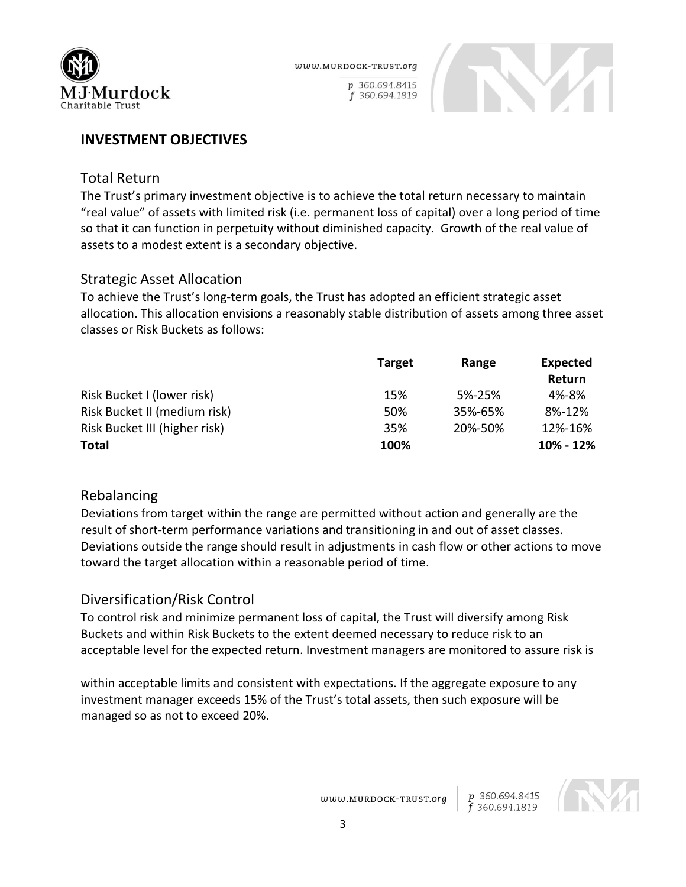## INVESTMENT OBJECTIVES

### Total Return

The Trust's primary investment objective is to achieve the total return necessary to maintain "real value" of assets with limited risk (i.e. permanent loss of capital) over a long period of time so that it can function in perpetuity without diminished capacity. Growth of the real value of assets to a modest extent is a secondary objective.

### Strategic Asset Allocation

To achieve the Trust's long-term goals, the Trust has adopted an efficient strategic asset allocation. This allocation envisions a reasonably stable distribution of assets among three asset classes or Risk Buckets as follows:

| | Target | Range | Expected Return |
|---|---|---|---|
| Risk Bucket I (lower risk) | 15% | 5%-25% | 4%-8% |
| Risk Bucket II (medium risk) | 50% | 35%-65% | 8%-12% |
| Risk Bucket III (higher risk) | 35% | 20%-50% | 12%-16% |
| **Total** | **100%** | | **10% - 12%** |

### Rebalancing

Deviations from target within the range are permitted without action and generally are the result of short-term performance variations and transitioning in and out of asset classes. Deviations outside the range should result in adjustments in cash flow or other actions to move toward the target allocation within a reasonable period of time.

### Diversification/Risk Control

To control risk and minimize permanent loss of capital, the Trust will diversify among Risk Buckets and within Risk Buckets to the extent deemed necessary to reduce risk to an acceptable level for the expected return. Investment managers are monitored to assure risk is within acceptable limits and consistent with expectations. If the aggregate exposure to any investment manager exceeds 15% of the Trust's total assets, then such exposure will be managed so as not to exceed 20%.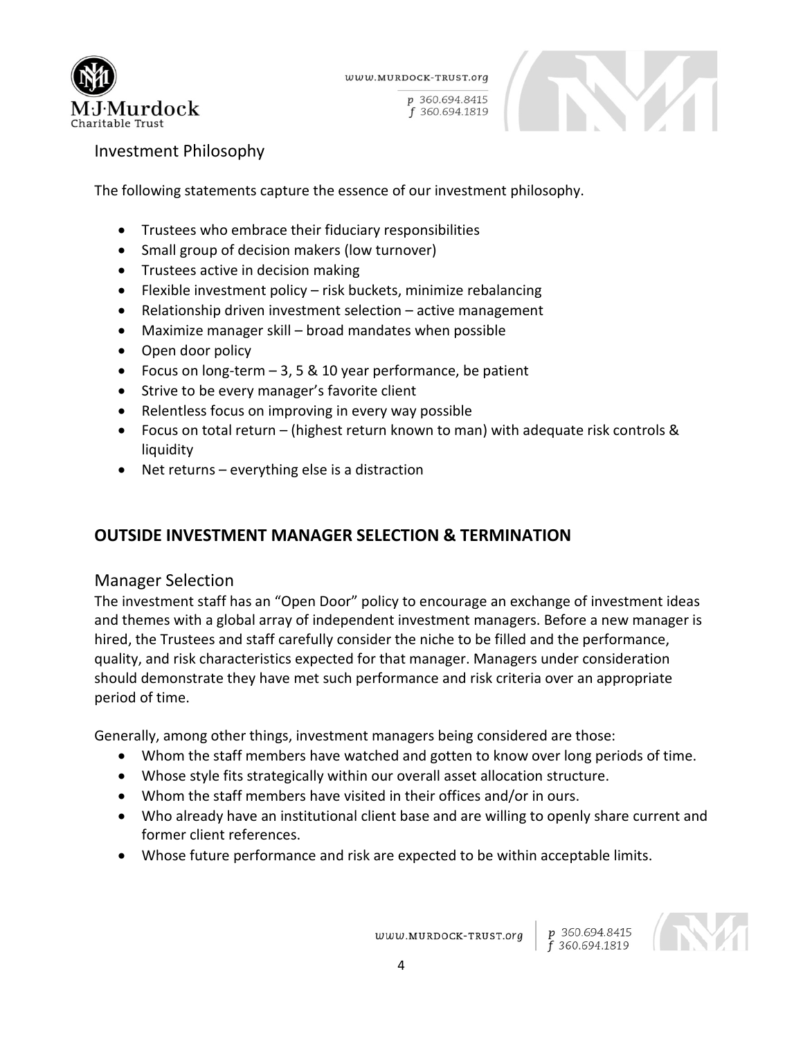## Investment Philosophy

The following statements capture the essence of our investment philosophy.

- Trustees who embrace their fiduciary responsibilities
- Small group of decision makers (low turnover)
- Trustees active in decision making
- Flexible investment policy – risk buckets, minimize rebalancing
- Relationship driven investment selection – active management
- Maximize manager skill – broad mandates when possible
- Open door policy
- Focus on long-term – 3, 5 & 10 year performance, be patient
- Strive to be every manager's favorite client
- Relentless focus on improving in every way possible
- Focus on total return – (highest return known to man) with adequate risk controls & liquidity
- Net returns – everything else is a distraction

# OUTSIDE INVESTMENT MANAGER SELECTION & TERMINATION

## Manager Selection

The investment staff has an "Open Door" policy to encourage an exchange of investment ideas and themes with a global array of independent investment managers. Before a new manager is hired, the Trustees and staff carefully consider the niche to be filled and the performance, quality, and risk characteristics expected for that manager. Managers under consideration should demonstrate they have met such performance and risk criteria over an appropriate period of time.

Generally, among other things, investment managers being considered are those:

- Whom the staff members have watched and gotten to know over long periods of time.
- Whose style fits strategically within our overall asset allocation structure.
- Whom the staff members have visited in their offices and/or in ours.
- Who already have an institutional client base and are willing to openly share current and former client references.
- Whose future performance and risk are expected to be within acceptable limits.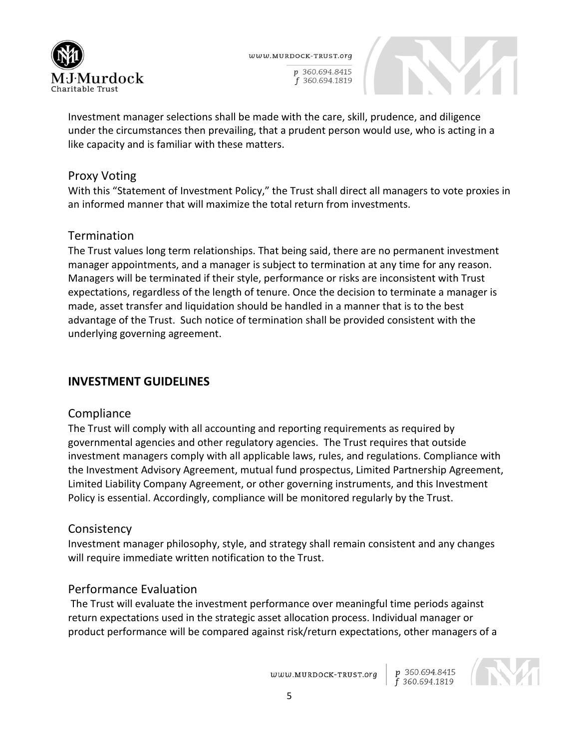Investment manager selections shall be made with the care, skill, prudence, and diligence under the circumstances then prevailing, that a prudent person would use, who is acting in a like capacity and is familiar with these matters.

### Proxy Voting

With this "Statement of Investment Policy," the Trust shall direct all managers to vote proxies in an informed manner that will maximize the total return from investments.

### Termination

The Trust values long term relationships. That being said, there are no permanent investment manager appointments, and a manager is subject to termination at any time for any reason. Managers will be terminated if their style, performance or risks are inconsistent with Trust expectations, regardless of the length of tenure. Once the decision to terminate a manager is made, asset transfer and liquidation should be handled in a manner that is to the best advantage of the Trust. Such notice of termination shall be provided consistent with the underlying governing agreement.

## INVESTMENT GUIDELINES

### Compliance

The Trust will comply with all accounting and reporting requirements as required by governmental agencies and other regulatory agencies. The Trust requires that outside investment managers comply with all applicable laws, rules, and regulations. Compliance with the Investment Advisory Agreement, mutual fund prospectus, Limited Partnership Agreement, Limited Liability Company Agreement, or other governing instruments, and this Investment Policy is essential. Accordingly, compliance will be monitored regularly by the Trust.

### Consistency

Investment manager philosophy, style, and strategy shall remain consistent and any changes will require immediate written notification to the Trust.

### Performance Evaluation

The Trust will evaluate the investment performance over meaningful time periods against return expectations used in the strategic asset allocation process. Individual manager or product performance will be compared against risk/return expectations, other managers of a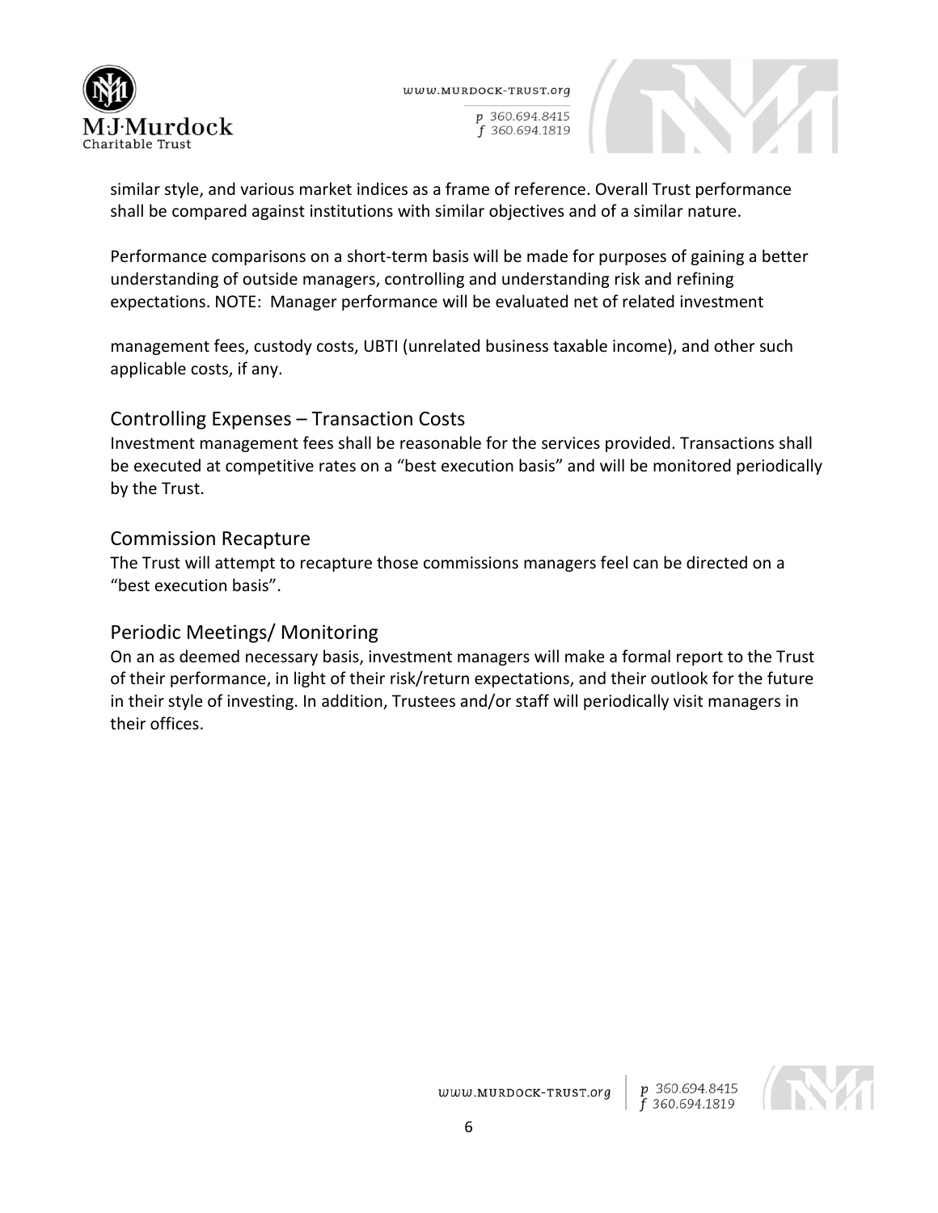similar style, and various market indices as a frame of reference. Overall Trust performance shall be compared against institutions with similar objectives and of a similar nature.

Performance comparisons on a short-term basis will be made for purposes of gaining a better understanding of outside managers, controlling and understanding risk and refining expectations. NOTE: Manager performance will be evaluated net of related investment management fees, custody costs, UBTI (unrelated business taxable income), and other such applicable costs, if any.

## Controlling Expenses – Transaction Costs

Investment management fees shall be reasonable for the services provided. Transactions shall be executed at competitive rates on a "best execution basis" and will be monitored periodically by the Trust.

## Commission Recapture

The Trust will attempt to recapture those commissions managers feel can be directed on a "best execution basis".

## Periodic Meetings/ Monitoring

On an as deemed necessary basis, investment managers will make a formal report to the Trust of their performance, in light of their risk/return expectations, and their outlook for the future in their style of investing. In addition, Trustees and/or staff will periodically visit managers in their offices.